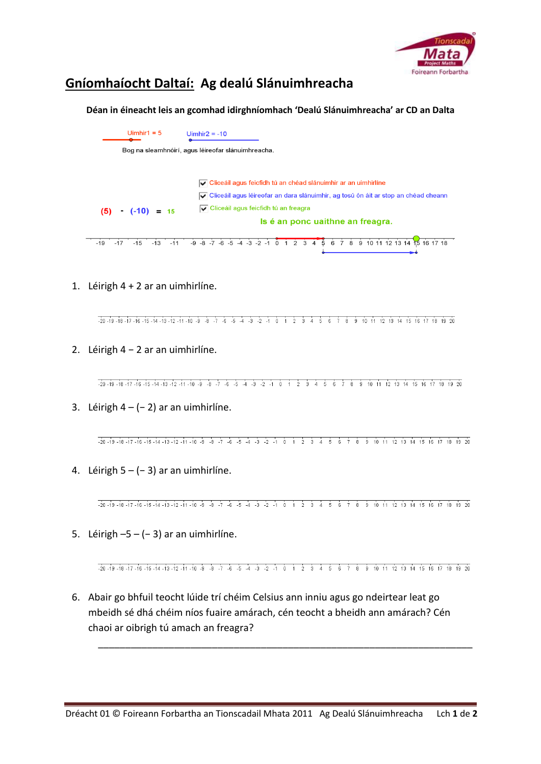## Gníomhaíocht Daltaí: Ag dealú Slánuimhreacha

**Déan in éineacht leis an gcomhad idirghníomhach 'Dealú Slánuimhreacha' ar CD an Dalta**

Uimhir1 = 5

Uimhir2 = -10

Bog na sleamhnóirí, agus léireofar slánuimhreacha.

☑ Cliceáil agus feicfidh tú an chéad slánuimhir ar an uimhirlíne

☑ Cliceáil agus léireofar an dara slánuimhir, ag tosú ón áit ar stop an chéad cheann

☑ Cliceáil agus feicfidh tú an freagra

(5) - (-10) = 15

Is é an ponc uaithne an freagra.

-19 -17 -15 -13 -11 -9 -8 -7 -6 -5 -4 -3 -2 -1 0 1 2 3 4 5 6 7 8 9 10 11 12 13 14 15 16 17 18

1. Léirigh 4 + 2 ar an uimhirlíne.

-20 -19 -18 -17 -16 -15 -14 -13 -12 -11 -10 -9 -8 -7 -6 -5 -4 -3 -2 -1 0 1 2 3 4 5 6 7 8 9 10 11 12 13 14 15 16 17 18 19 20

2. Léirigh 4 − 2 ar an uimhirlíne.

-20 -19 -18 -17 -16 -15 -14 -13 -12 -11 -10 -9 -8 -7 -6 -5 -4 -3 -2 -1 0 1 2 3 4 5 6 7 8 9 10 11 12 13 14 15 16 17 18 19 20

3. Léirigh 4 – (− 2) ar an uimhirlíne.

-20 -19 -18 -17 -16 -15 -14 -13 -12 -11 -10 -9 -8 -7 -6 -5 -4 -3 -2 -1 0 1 2 3 4 5 6 7 8 9 10 11 12 13 14 15 16 17 18 19 20

4. Léirigh 5 – (− 3) ar an uimhirlíne.

-20 -19 -18 -17 -16 -15 -14 -13 -12 -11 -10 -9 -8 -7 -6 -5 -4 -3 -2 -1 0 1 2 3 4 5 6 7 8 9 10 11 12 13 14 15 16 17 18 19 20

5. Léirigh –5 – (− 3) ar an uimhirlíne.

-20 -19 -18 -17 -16 -15 -14 -13 -12 -11 -10 -9 -8 -7 -6 -5 -4 -3 -2 -1 0 1 2 3 4 5 6 7 8 9 10 11 12 13 14 15 16 17 18 19 20

6. Abair go bhfuil teocht lúide trí chéim Celsius ann inniu agus go ndeirtear leat go mbeidh sé dhá chéim níos fuaire amárach, cén teocht a bheidh ann amárach? Cén chaoi ar oibrigh tú amach an freagra?

______________________________________________________________________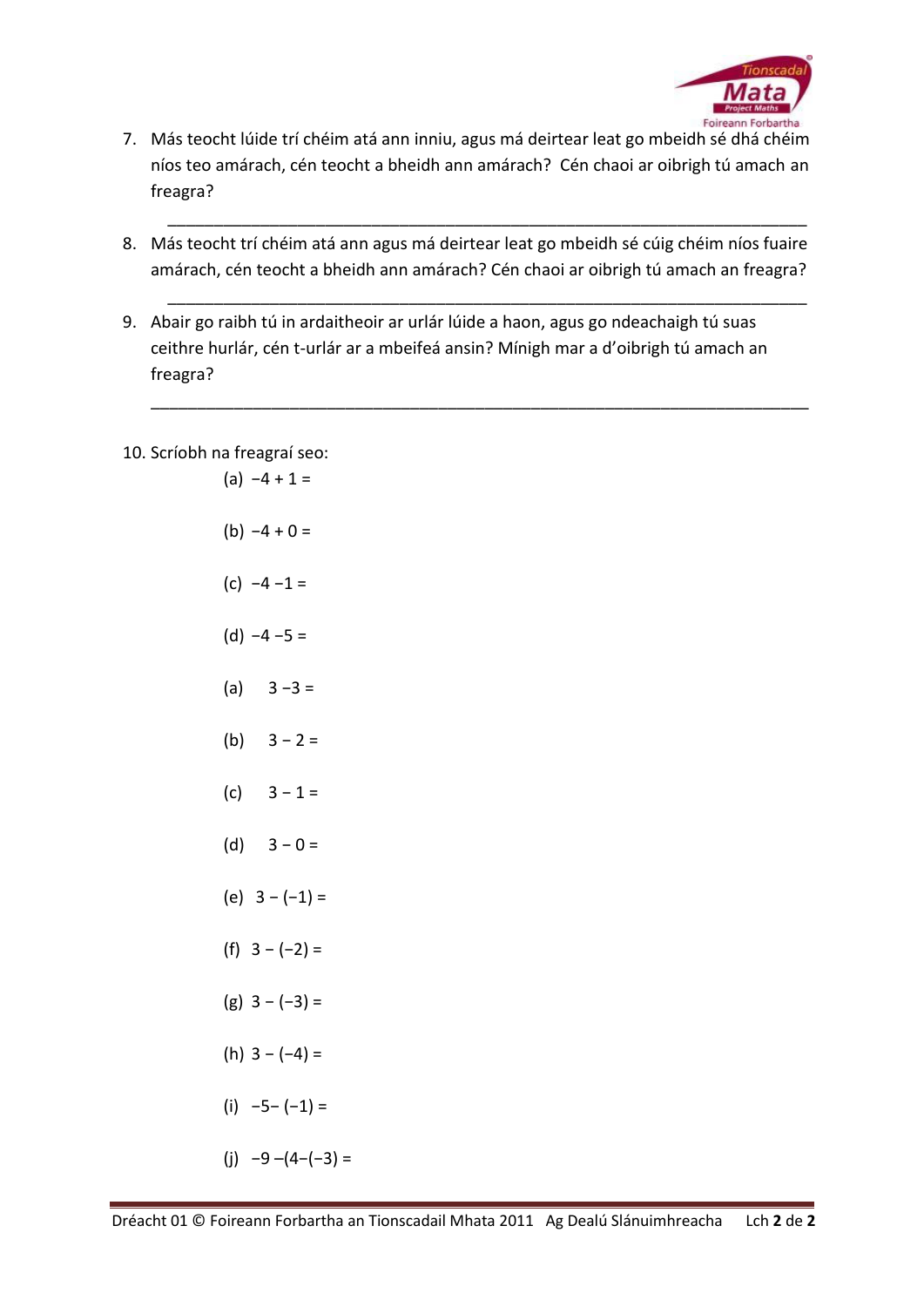7. Más teocht lúide trí chéim atá ann inniu, agus má deirtear leat go mbeidh sé dhá chéim níos teo amárach, cén teocht a bheidh ann amárach? Cén chaoi ar oibrigh tú amach an freagra?

   ___________________________________________________________________________

8. Más teocht trí chéim atá ann agus má deirtear leat go mbeidh sé cúig chéim níos fuaire amárach, cén teocht a bheidh ann amárach? Cén chaoi ar oibrigh tú amach an freagra?

   ___________________________________________________________________________

9. Abair go raibh tú in ardaitheoir ar urlár lúide a haon, agus go ndeachaigh tú suas ceithre hurlár, cén t-urlár ar a mbeifeá ansin? Mínigh mar a d'oibrigh tú amach an freagra?

   ___________________________________________________________________________

10. Scríobh na freagraí seo:

    (a) $-4 + 1 =$

    (b) $-4 + 0 =$

    (c) $-4 - 1 =$

    (d) $-4 - 5 =$

    (a) $3 - 3 =$

    (b) $3 - 2 =$

    (c) $3 - 1 =$

    (d) $3 - 0 =$

    (e) $3 - (-1) =$

    (f) $3 - (-2) =$

    (g) $3 - (-3) =$

    (h) $3 - (-4) =$

    (i) $-5 - (-1) =$

    (j) $-9 - (4 - (-3)) =$